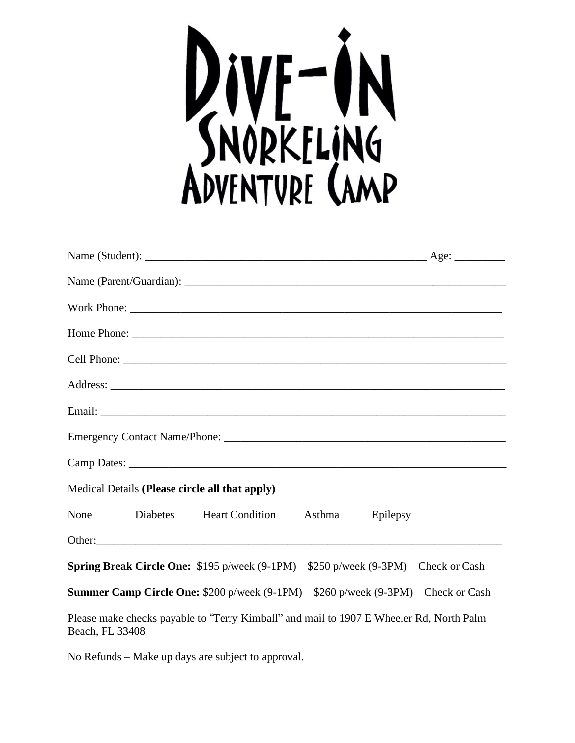# Dive-In Snorkeling Adventure Camp

Name (Student): \_\_\_\_\_\_\_\_\_\_\_\_\_\_\_\_\_\_\_\_\_\_\_\_\_\_\_\_\_\_\_\_\_\_\_\_\_\_\_\_\_\_\_\_\_\_\_\_\_\_ Age: \_\_\_\_\_\_\_\_\_

Name (Parent/Guardian): \_\_\_\_\_\_\_\_\_\_\_\_\_\_\_\_\_\_\_\_\_\_\_\_\_\_\_\_\_\_\_\_\_\_\_\_\_\_\_\_\_\_\_\_\_\_\_\_\_\_\_\_\_\_\_\_\_\_\_\_

Work Phone: \_\_\_\_\_\_\_\_\_\_\_\_\_\_\_\_\_\_\_\_\_\_\_\_\_\_\_\_\_\_\_\_\_\_\_\_\_\_\_\_\_\_\_\_\_\_\_\_\_\_\_\_\_\_\_\_\_\_\_\_\_\_\_\_\_\_

Home Phone: \_\_\_\_\_\_\_\_\_\_\_\_\_\_\_\_\_\_\_\_\_\_\_\_\_\_\_\_\_\_\_\_\_\_\_\_\_\_\_\_\_\_\_\_\_\_\_\_\_\_\_\_\_\_\_\_\_\_\_\_\_\_\_\_\_\_

Cell Phone: \_\_\_\_\_\_\_\_\_\_\_\_\_\_\_\_\_\_\_\_\_\_\_\_\_\_\_\_\_\_\_\_\_\_\_\_\_\_\_\_\_\_\_\_\_\_\_\_\_\_\_\_\_\_\_\_\_\_\_\_\_\_\_\_\_\_\_\_

Address: \_\_\_\_\_\_\_\_\_\_\_\_\_\_\_\_\_\_\_\_\_\_\_\_\_\_\_\_\_\_\_\_\_\_\_\_\_\_\_\_\_\_\_\_\_\_\_\_\_\_\_\_\_\_\_\_\_\_\_\_\_\_\_\_\_\_\_\_\_\_

Email: \_\_\_\_\_\_\_\_\_\_\_\_\_\_\_\_\_\_\_\_\_\_\_\_\_\_\_\_\_\_\_\_\_\_\_\_\_\_\_\_\_\_\_\_\_\_\_\_\_\_\_\_\_\_\_\_\_\_\_\_\_\_\_\_\_\_\_\_\_\_\_\_

Emergency Contact Name/Phone: \_\_\_\_\_\_\_\_\_\_\_\_\_\_\_\_\_\_\_\_\_\_\_\_\_\_\_\_\_\_\_\_\_\_\_\_\_\_\_\_\_\_\_\_\_\_\_\_\_\_\_

Camp Dates: \_\_\_\_\_\_\_\_\_\_\_\_\_\_\_\_\_\_\_\_\_\_\_\_\_\_\_\_\_\_\_\_\_\_\_\_\_\_\_\_\_\_\_\_\_\_\_\_\_\_\_\_\_\_\_\_\_\_\_\_\_\_\_\_\_\_\_\_

Medical Details **(Please circle all that apply)**

None    Diabetes    Heart Condition    Asthma    Epilepsy

Other: \_\_\_\_\_\_\_\_\_\_\_\_\_\_\_\_\_\_\_\_\_\_\_\_\_\_\_\_\_\_\_\_\_\_\_\_\_\_\_\_\_\_\_\_\_\_\_\_\_\_\_\_\_\_\_\_\_\_\_\_\_\_\_\_\_\_\_\_\_\_\_\_

**Spring Break Circle One:** $195 p/week (9-1PM)    $250 p/week (9-3PM)    Check or Cash

**Summer Camp Circle One:** $200 p/week (9-1PM)    $260 p/week (9-3PM)    Check or Cash

Please make checks payable to "Terry Kimball" and mail to 1907 E Wheeler Rd, North Palm Beach, FL 33408

No Refunds – Make up days are subject to approval.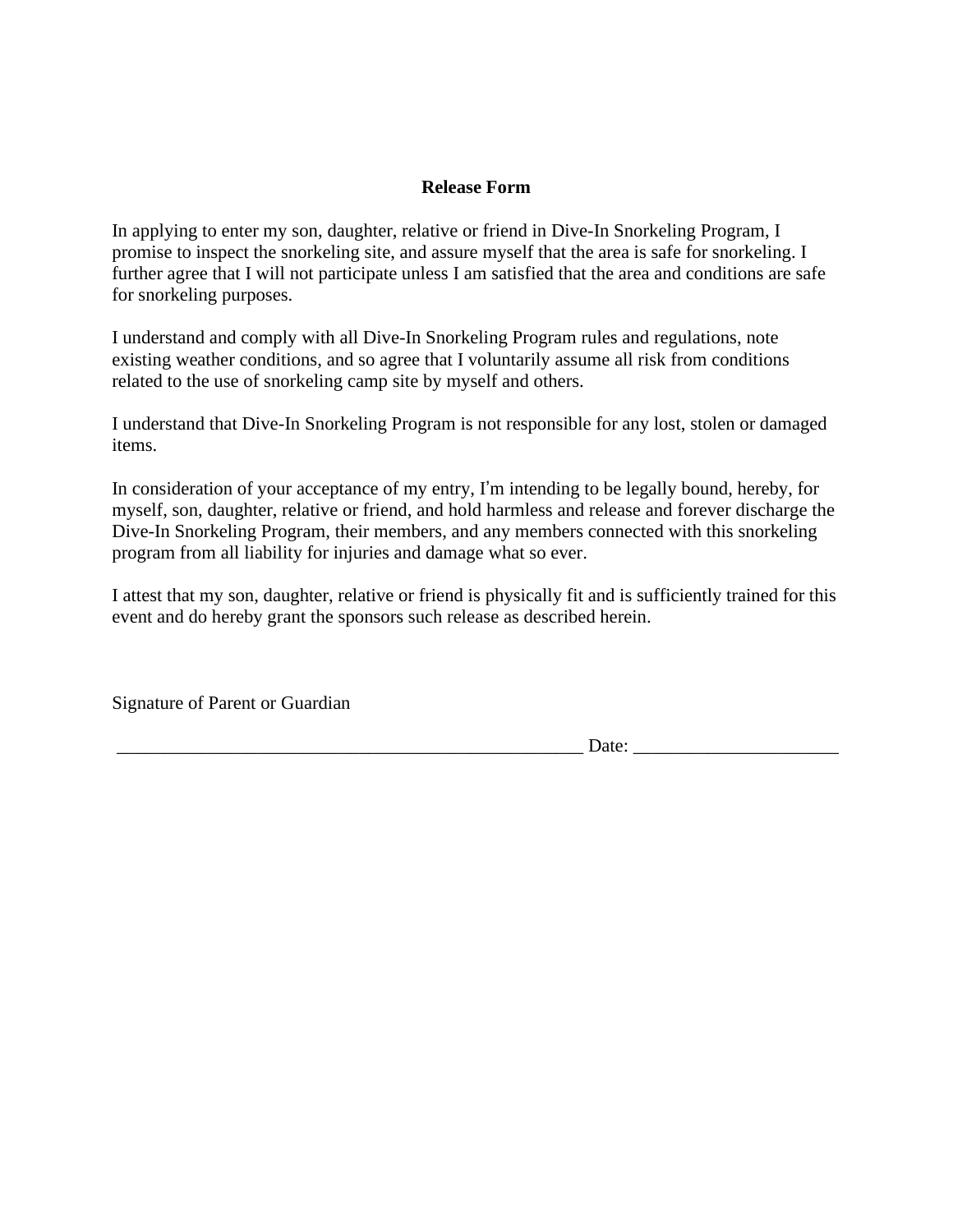**Release Form**

In applying to enter my son, daughter, relative or friend in Dive-In Snorkeling Program, I promise to inspect the snorkeling site, and assure myself that the area is safe for snorkeling. I further agree that I will not participate unless I am satisfied that the area and conditions are safe for snorkeling purposes.

I understand and comply with all Dive-In Snorkeling Program rules and regulations, note existing weather conditions, and so agree that I voluntarily assume all risk from conditions related to the use of snorkeling camp site by myself and others.

I understand that Dive-In Snorkeling Program is not responsible for any lost, stolen or damaged items.

In consideration of your acceptance of my entry, I'm intending to be legally bound, hereby, for myself, son, daughter, relative or friend, and hold harmless and release and forever discharge the Dive-In Snorkeling Program, their members, and any members connected with this snorkeling program from all liability for injuries and damage what so ever.

I attest that my son, daughter, relative or friend is physically fit and is sufficiently trained for this event and do hereby grant the sponsors such release as described herein.

Signature of Parent or Guardian

_____________________________________________________ Date: ______________________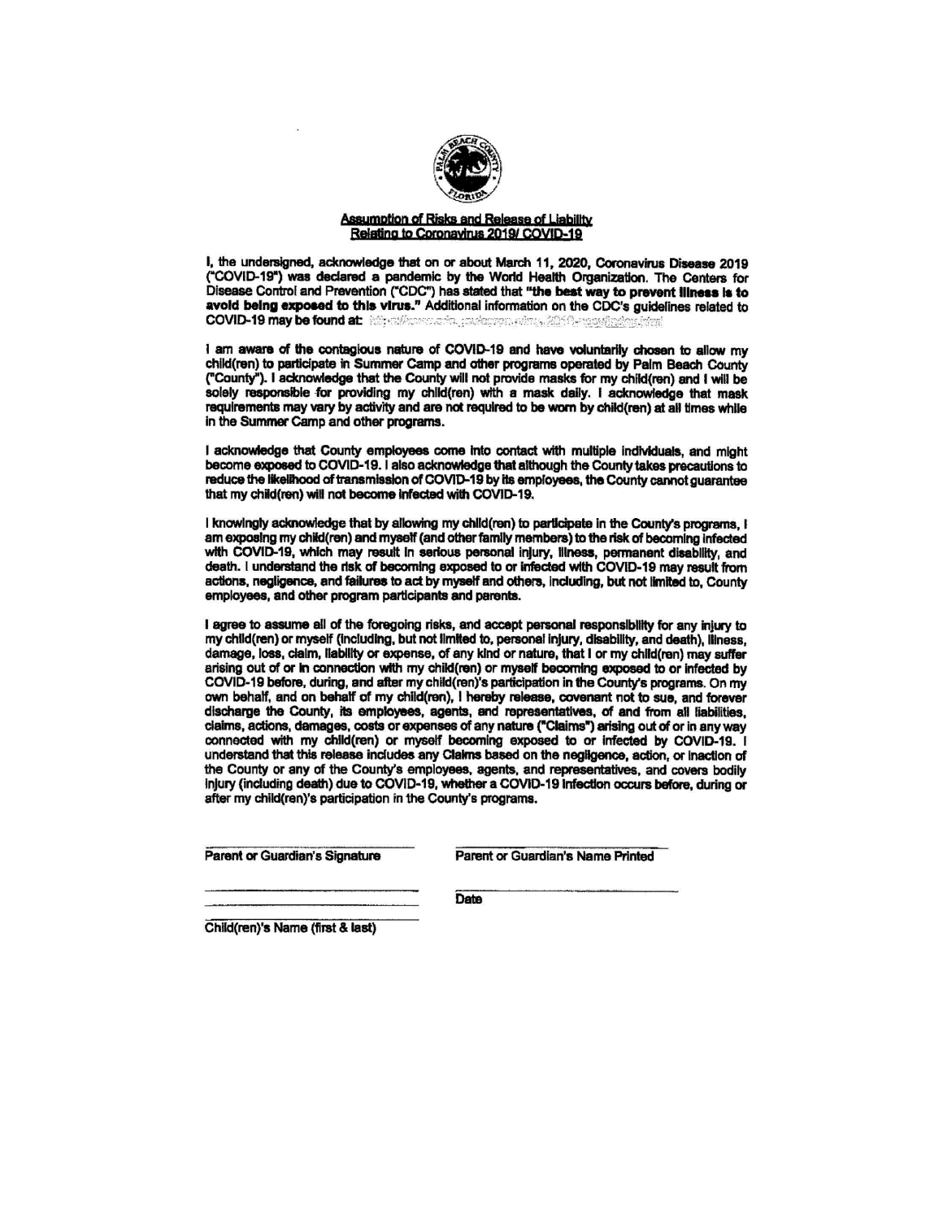**Assumption of Risks and Release of Liability**
**Relating to Coronavirus 2019/ COVID-19**

I, the undersigned, acknowledge that on or about March 11, 2020, Coronavirus Disease 2019 ("COVID-19") was declared a pandemic by the World Health Organization. The Centers for Disease Control and Prevention ("CDC") has stated that **"the best way to prevent illness is to avoid being exposed to this virus."** Additional information on the CDC's guidelines related to COVID-19 may be found at: https://www.cdc.gov/coronavirus/2019-ncov/index.html

I am aware of the contagious nature of COVID-19 and have voluntarily chosen to allow my child(ren) to participate in Summer Camp and other programs operated by Palm Beach County ("County"). I acknowledge that the County will not provide masks for my child(ren) and I will be solely responsible for providing my child(ren) with a mask daily. I acknowledge that mask requirements may vary by activity and are not required to be worn by child(ren) at all times while in the Summer Camp and other programs.

I acknowledge that County employees come into contact with multiple individuals, and might become exposed to COVID-19. I also acknowledge that although the County takes precautions to reduce the likelihood of transmission of COVID-19 by its employees, the County cannot guarantee that my child(ren) will not become infected with COVID-19.

I knowingly acknowledge that by allowing my child(ren) to participate in the County's programs, I am exposing my child(ren) and myself (and other family members) to the risk of becoming infected with COVID-19, which may result in serious personal injury, illness, permanent disability, and death. I understand the risk of becoming exposed to or infected with COVID-19 may result from actions, negligence, and failures to act by myself and others, including, but not limited to, County employees, and other program participants and parents.

I agree to assume all of the foregoing risks, and accept personal responsibility for any injury to my child(ren) or myself (including, but not limited to, personal injury, disability, and death), illness, damage, loss, claim, liability or expense, of any kind or nature, that I or my child(ren) may suffer arising out of or in connection with my child(ren) or myself becoming exposed to or infected by COVID-19 before, during, and after my child(ren)'s participation in the County's programs. On my own behalf, and on behalf of my child(ren), I hereby release, covenant not to sue, and forever discharge the County, its employees, agents, and representatives, of and from all liabilities, claims, actions, damages, costs or expenses of any nature ("Claims") arising out of or in any way connected with my child(ren) or myself becoming exposed to or infected by COVID-19. I understand that this release includes any Claims based on the negligence, action, or inaction of the County or any of the County's employees, agents, and representatives, and covers bodily injury (including death) due to COVID-19, whether a COVID-19 infection occurs before, during or after my child(ren)'s participation in the County's programs.

\_\_\_\_\_\_\_\_\_\_\_\_\_\_\_\_\_\_\_\_\_\_\_\_\_\_\_\_\_\_ \_\_\_\_\_\_\_\_\_\_\_\_\_\_\_\_\_\_\_\_\_\_\_\_\_\_\_\_\_\_
Parent or Guardian's Signature Parent or Guardian's Name Printed

\_\_\_\_\_\_\_\_\_\_\_\_\_\_\_\_\_\_\_\_\_\_\_\_\_\_\_\_\_\_ \_\_\_\_\_\_\_\_\_\_\_\_\_\_\_\_\_\_\_\_\_\_\_\_\_\_\_\_\_\_
Date

\_\_\_\_\_\_\_\_\_\_\_\_\_\_\_\_\_\_\_\_\_\_\_\_\_\_\_\_\_\_
Child(ren)'s Name (first & last)